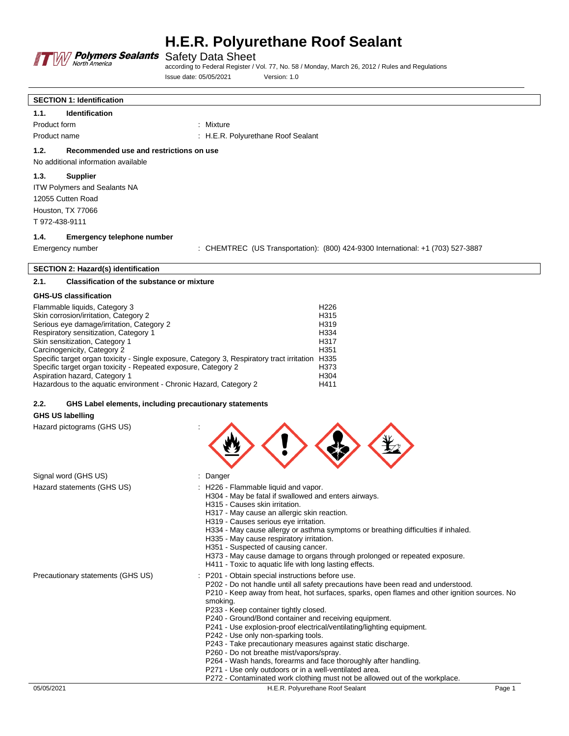# H.E.R. Polyurethane Roof Sealant

Safety Data Sheet

according to Federal Register / Vol. 77, No. 58 / Monday, March 26, 2012 / Rules and Regulations

Issue date: 05/05/2021 Version: 1.0

## SECTION 1: Identification

### 1.1. Identification

Product form : Mixture

Product name : H.E.R. Polyurethane Roof Sealant

### 1.2. Recommended use and restrictions on use

No additional information available

### 1.3. Supplier

ITW Polymers and Sealants NA
12055 Cutten Road
Houston, TX 77066
T 972-438-9111

### 1.4. Emergency telephone number

Emergency number : CHEMTREC (US Transportation): (800) 424-9300 International: +1 (703) 527-3887

## SECTION 2: Hazard(s) identification

### 2.1. Classification of the substance or mixture

**GHS-US classification**

| | |
|---|---|
| Flammable liquids, Category 3 | H226 |
| Skin corrosion/irritation, Category 2 | H315 |
| Serious eye damage/irritation, Category 2 | H319 |
| Respiratory sensitization, Category 1 | H334 |
| Skin sensitization, Category 1 | H317 |
| Carcinogenicity, Category 2 | H351 |
| Specific target organ toxicity - Single exposure, Category 3, Respiratory tract irritation | H335 |
| Specific target organ toxicity - Repeated exposure, Category 2 | H373 |
| Aspiration hazard, Category 1 | H304 |
| Hazardous to the aquatic environment - Chronic Hazard, Category 2 | H411 |

### 2.2. GHS Label elements, including precautionary statements

**GHS US labelling**

Hazard pictograms (GHS US) :

Signal word (GHS US) : Danger

Hazard statements (GHS US) :
H226 - Flammable liquid and vapor.
H304 - May be fatal if swallowed and enters airways.
H315 - Causes skin irritation.
H317 - May cause an allergic skin reaction.
H319 - Causes serious eye irritation.
H334 - May cause allergy or asthma symptoms or breathing difficulties if inhaled.
H335 - May cause respiratory irritation.
H351 - Suspected of causing cancer.
H373 - May cause damage to organs through prolonged or repeated exposure.
H411 - Toxic to aquatic life with long lasting effects.

Precautionary statements (GHS US) :
P201 - Obtain special instructions before use.
P202 - Do not handle until all safety precautions have been read and understood.
P210 - Keep away from heat, hot surfaces, sparks, open flames and other ignition sources. No smoking.
P233 - Keep container tightly closed.
P240 - Ground/Bond container and receiving equipment.
P241 - Use explosion-proof electrical/ventilating/lighting equipment.
P242 - Use only non-sparking tools.
P243 - Take precautionary measures against static discharge.
P260 - Do not breathe mist/vapors/spray.
P264 - Wash hands, forearms and face thoroughly after handling.
P271 - Use only outdoors or in a well-ventilated area.
P272 - Contaminated work clothing must not be allowed out of the workplace.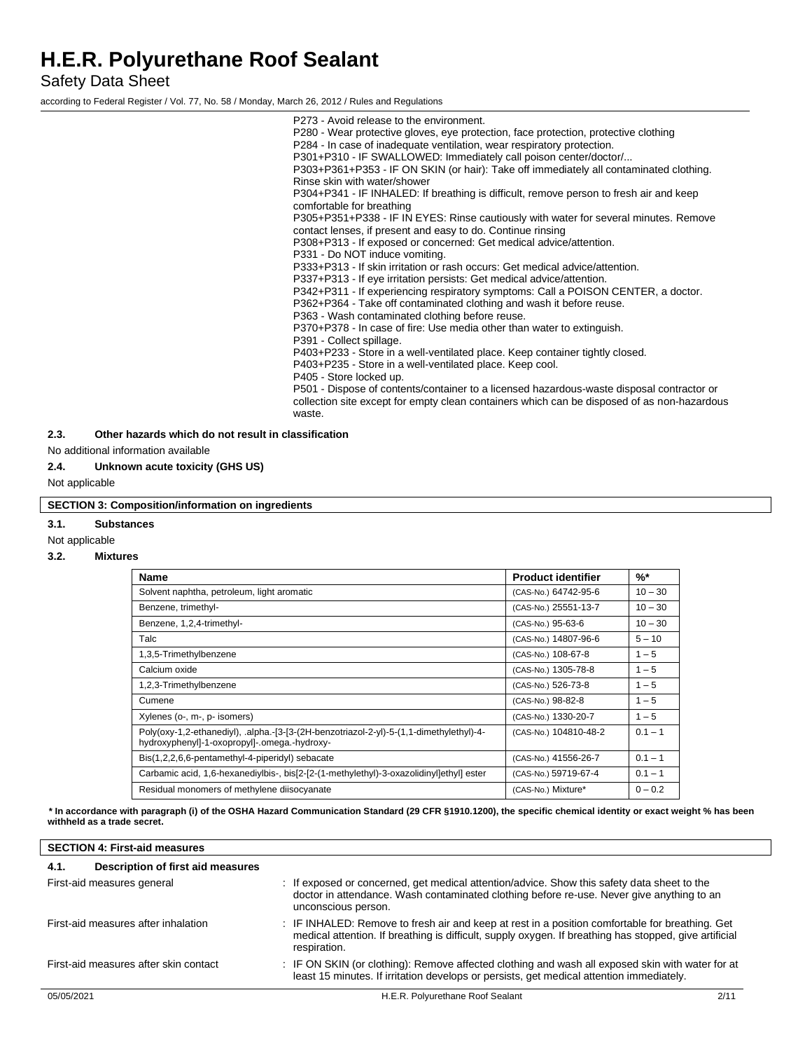P273 - Avoid release to the environment.
P280 - Wear protective gloves, eye protection, face protection, protective clothing
P284 - In case of inadequate ventilation, wear respiratory protection.
P301+P310 - IF SWALLOWED: Immediately call poison center/doctor/...
P303+P361+P353 - IF ON SKIN (or hair): Take off immediately all contaminated clothing. Rinse skin with water/shower
P304+P341 - IF INHALED: If breathing is difficult, remove person to fresh air and keep comfortable for breathing
P305+P351+P338 - IF IN EYES: Rinse cautiously with water for several minutes. Remove contact lenses, if present and easy to do. Continue rinsing
P308+P313 - If exposed or concerned: Get medical advice/attention.
P331 - Do NOT induce vomiting.
P333+P313 - If skin irritation or rash occurs: Get medical advice/attention.
P337+P313 - If eye irritation persists: Get medical advice/attention.
P342+P311 - If experiencing respiratory symptoms: Call a POISON CENTER, a doctor.
P362+P364 - Take off contaminated clothing and wash it before reuse.
P363 - Wash contaminated clothing before reuse.
P370+P378 - In case of fire: Use media other than water to extinguish.
P391 - Collect spillage.
P403+P233 - Store in a well-ventilated place. Keep container tightly closed.
P403+P235 - Store in a well-ventilated place. Keep cool.
P405 - Store locked up.
P501 - Dispose of contents/container to a licensed hazardous-waste disposal contractor or collection site except for empty clean containers which can be disposed of as non-hazardous waste.

### 2.3. Other hazards which do not result in classification

No additional information available

### 2.4. Unknown acute toxicity (GHS US)

Not applicable

## SECTION 3: Composition/information on ingredients

### 3.1. Substances

Not applicable

### 3.2. Mixtures

| Name | Product identifier | %* |
|---|---|---|
| Solvent naphtha, petroleum, light aromatic | (CAS-No.) 64742-95-6 | 10 – 30 |
| Benzene, trimethyl- | (CAS-No.) 25551-13-7 | 10 – 30 |
| Benzene, 1,2,4-trimethyl- | (CAS-No.) 95-63-6 | 10 – 30 |
| Talc | (CAS-No.) 14807-96-6 | 5 – 10 |
| 1,3,5-Trimethylbenzene | (CAS-No.) 108-67-8 | 1 – 5 |
| Calcium oxide | (CAS-No.) 1305-78-8 | 1 – 5 |
| 1,2,3-Trimethylbenzene | (CAS-No.) 526-73-8 | 1 – 5 |
| Cumene | (CAS-No.) 98-82-8 | 1 – 5 |
| Xylenes (o-, m-, p- isomers) | (CAS-No.) 1330-20-7 | 1 – 5 |
| Poly(oxy-1,2-ethanediyl), .alpha.-[3-[3-(2H-benzotriazol-2-yl)-5-(1,1-dimethylethyl)-4-hydroxyphenyl]-1-oxopropyl]-.omega.-hydroxy- | (CAS-No.) 104810-48-2 | 0.1 – 1 |
| Bis(1,2,2,6,6-pentamethyl-4-piperidyl) sebacate | (CAS-No.) 41556-26-7 | 0.1 – 1 |
| Carbamic acid, 1,6-hexanediylbis-, bis[2-[2-(1-methylethyl)-3-oxazolidinyl]ethyl] ester | (CAS-No.) 59719-67-4 | 0.1 – 1 |
| Residual monomers of methylene diisocyanate | (CAS-No.) Mixture* | 0 – 0.2 |

**\* In accordance with paragraph (i) of the OSHA Hazard Communication Standard (29 CFR §1910.1200), the specific chemical identity or exact weight % has been withheld as a trade secret.**

## SECTION 4: First-aid measures

### 4.1. Description of first aid measures

First-aid measures general : If exposed or concerned, get medical attention/advice. Show this safety data sheet to the doctor in attendance. Wash contaminated clothing before re-use. Never give anything to an unconscious person.

First-aid measures after inhalation : IF INHALED: Remove to fresh air and keep at rest in a position comfortable for breathing. Get medical attention. If breathing is difficult, supply oxygen. If breathing has stopped, give artificial respiration.

First-aid measures after skin contact : IF ON SKIN (or clothing): Remove affected clothing and wash all exposed skin with water for at least 15 minutes. If irritation develops or persists, get medical attention immediately.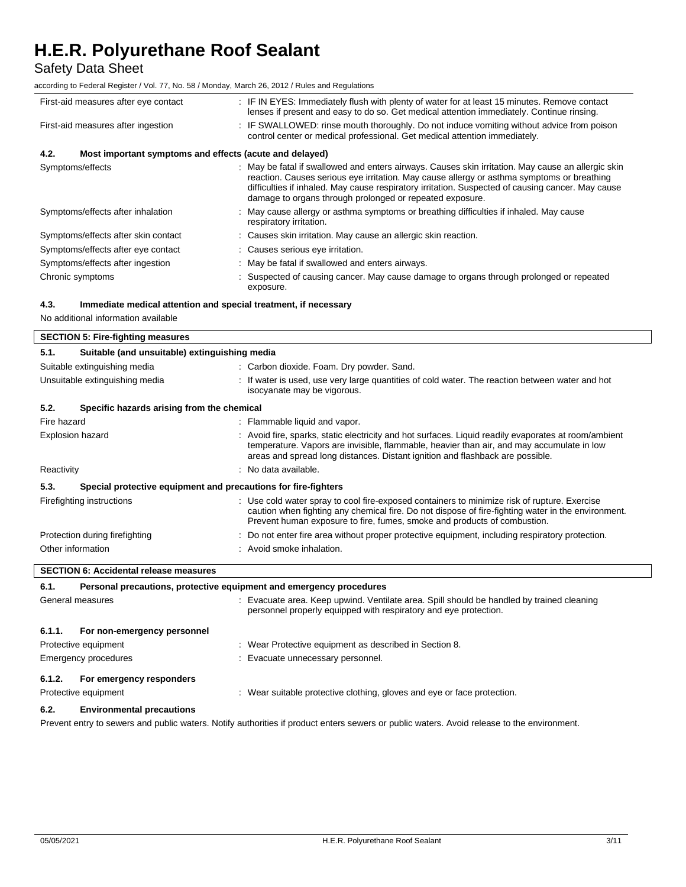| | |
|---|---|
| First-aid measures after eye contact | : IF IN EYES: Immediately flush with plenty of water for at least 15 minutes. Remove contact lenses if present and easy to do so. Get medical attention immediately. Continue rinsing. |
| First-aid measures after ingestion | : IF SWALLOWED: rinse mouth thoroughly. Do not induce vomiting without advice from poison control center or medical professional. Get medical attention immediately. |

### 4.2. Most important symptoms and effects (acute and delayed)

| | |
|---|---|
| Symptoms/effects | : May be fatal if swallowed and enters airways. Causes skin irritation. May cause an allergic skin reaction. Causes serious eye irritation. May cause allergy or asthma symptoms or breathing difficulties if inhaled. May cause respiratory irritation. Suspected of causing cancer. May cause damage to organs through prolonged or repeated exposure. |
| Symptoms/effects after inhalation | : May cause allergy or asthma symptoms or breathing difficulties if inhaled. May cause respiratory irritation. |
| Symptoms/effects after skin contact | : Causes skin irritation. May cause an allergic skin reaction. |
| Symptoms/effects after eye contact | : Causes serious eye irritation. |
| Symptoms/effects after ingestion | : May be fatal if swallowed and enters airways. |
| Chronic symptoms | : Suspected of causing cancer. May cause damage to organs through prolonged or repeated exposure. |

### 4.3. Immediate medical attention and special treatment, if necessary

No additional information available

## SECTION 5: Fire-fighting measures

### 5.1. Suitable (and unsuitable) extinguishing media

| | |
|---|---|
| Suitable extinguishing media | : Carbon dioxide. Foam. Dry powder. Sand. |
| Unsuitable extinguishing media | : If water is used, use very large quantities of cold water. The reaction between water and hot isocyanate may be vigorous. |

### 5.2. Specific hazards arising from the chemical

| | |
|---|---|
| Fire hazard | : Flammable liquid and vapor. |
| Explosion hazard | : Avoid fire, sparks, static electricity and hot surfaces. Liquid readily evaporates at room/ambient temperature. Vapors are invisible, flammable, heavier than air, and may accumulate in low areas and spread long distances. Distant ignition and flashback are possible. |
| Reactivity | : No data available. |

### 5.3. Special protective equipment and precautions for fire-fighters

| | |
|---|---|
| Firefighting instructions | : Use cold water spray to cool fire-exposed containers to minimize risk of rupture. Exercise caution when fighting any chemical fire. Do not dispose of fire-fighting water in the environment. Prevent human exposure to fire, fumes, smoke and products of combustion. |
| Protection during firefighting | : Do not enter fire area without proper protective equipment, including respiratory protection. |
| Other information | : Avoid smoke inhalation. |

## SECTION 6: Accidental release measures

### 6.1. Personal precautions, protective equipment and emergency procedures

| | |
|---|---|
| General measures | : Evacuate area. Keep upwind. Ventilate area. Spill should be handled by trained cleaning personnel properly equipped with respiratory and eye protection. |

#### 6.1.1. For non-emergency personnel

| | |
|---|---|
| Protective equipment | : Wear Protective equipment as described in Section 8. |
| Emergency procedures | : Evacuate unnecessary personnel. |

#### 6.1.2. For emergency responders

| | |
|---|---|
| Protective equipment | : Wear suitable protective clothing, gloves and eye or face protection. |

### 6.2. Environmental precautions

Prevent entry to sewers and public waters. Notify authorities if product enters sewers or public waters. Avoid release to the environment.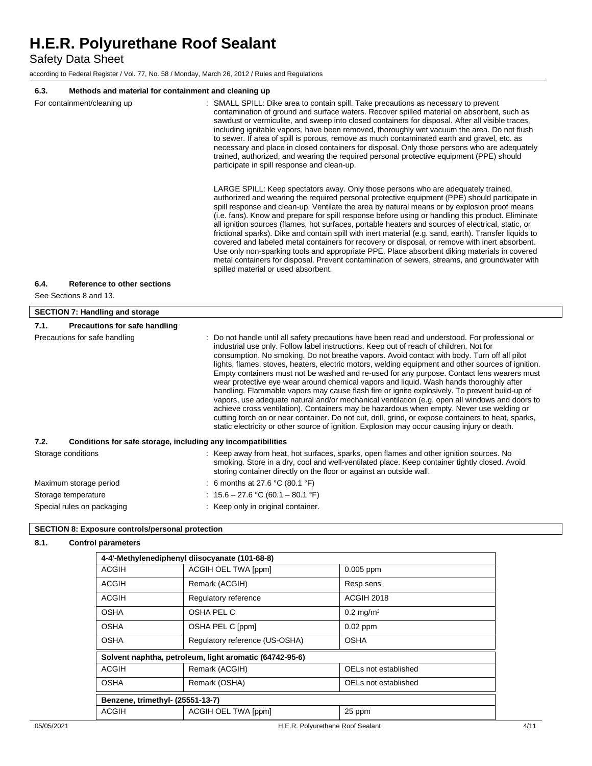### 6.3. Methods and material for containment and cleaning up

For containment/cleaning up : SMALL SPILL: Dike area to contain spill. Take precautions as necessary to prevent contamination of ground and surface waters. Recover spilled material on absorbent, such as sawdust or vermiculite, and sweep into closed containers for disposal. After all visible traces, including ignitable vapors, have been removed, thoroughly wet vacuum the area. Do not flush to sewer. If area of spill is porous, remove as much contaminated earth and gravel, etc. as necessary and place in closed containers for disposal. Only those persons who are adequately trained, authorized, and wearing the required personal protective equipment (PPE) should participate in spill response and clean-up.

LARGE SPILL: Keep spectators away. Only those persons who are adequately trained, authorized and wearing the required personal protective equipment (PPE) should participate in spill response and clean-up. Ventilate the area by natural means or by explosion proof means (i.e. fans). Know and prepare for spill response before using or handling this product. Eliminate all ignition sources (flames, hot surfaces, portable heaters and sources of electrical, static, or frictional sparks). Dike and contain spill with inert material (e.g. sand, earth). Transfer liquids to covered and labeled metal containers for recovery or disposal, or remove with inert absorbent. Use only non-sparking tools and appropriate PPE. Place absorbent diking materials in covered metal containers for disposal. Prevent contamination of sewers, streams, and groundwater with spilled material or used absorbent.

### 6.4. Reference to other sections

See Sections 8 and 13.

## SECTION 7: Handling and storage

### 7.1. Precautions for safe handling

Precautions for safe handling : Do not handle until all safety precautions have been read and understood. For professional or industrial use only. Follow label instructions. Keep out of reach of children. Not for consumption. No smoking. Do not breathe vapors. Avoid contact with body. Turn off all pilot lights, flames, stoves, heaters, electric motors, welding equipment and other sources of ignition. Empty containers must not be washed and re-used for any purpose. Contact lens wearers must wear protective eye wear around chemical vapors and liquid. Wash hands thoroughly after handling. Flammable vapors may cause flash fire or ignite explosively. To prevent build-up of vapors, use adequate natural and/or mechanical ventilation (e.g. open all windows and doors to achieve cross ventilation). Containers may be hazardous when empty. Never use welding or cutting torch on or near container. Do not cut, drill, grind, or expose containers to heat, sparks, static electricity or other source of ignition. Explosion may occur causing injury or death.

### 7.2. Conditions for safe storage, including any incompatibilities

Storage conditions : Keep away from heat, hot surfaces, sparks, open flames and other ignition sources. No smoking. Store in a dry, cool and well-ventilated place. Keep container tightly closed. Avoid storing container directly on the floor or against an outside wall.

Maximum storage period : 6 months at 27.6 °C (80.1 °F)

Storage temperature : 15.6 – 27.6 °C (60.1 – 80.1 °F)

Special rules on packaging : Keep only in original container.

## SECTION 8: Exposure controls/personal protection

### 8.1. Control parameters

| 4-4'-Methylenediphenyl diisocyanate (101-68-8) | | |
|---|---|---|
| ACGIH | ACGIH OEL TWA [ppm] | 0.005 ppm |
| ACGIH | Remark (ACGIH) | Resp sens |
| ACGIH | Regulatory reference | ACGIH 2018 |
| OSHA | OSHA PEL C | 0.2 mg/m³ |
| OSHA | OSHA PEL C [ppm] | 0.02 ppm |
| OSHA | Regulatory reference (US-OSHA) | OSHA |
| **Solvent naphtha, petroleum, light aromatic (64742-95-6)** | | |
| ACGIH | Remark (ACGIH) | OELs not established |
| OSHA | Remark (OSHA) | OELs not established |
| **Benzene, trimethyl- (25551-13-7)** | | |
| ACGIH | ACGIH OEL TWA [ppm] | 25 ppm |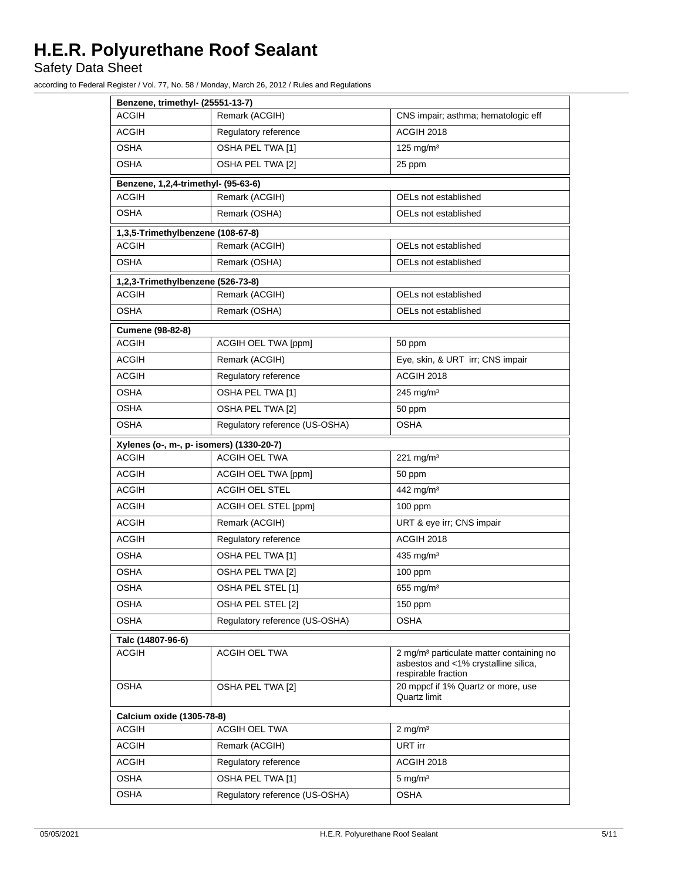| Benzene, trimethyl- (25551-13-7) | | |
|---|---|---|
| ACGIH | Remark (ACGIH) | CNS impair; asthma; hematologic eff |
| ACGIH | Regulatory reference | ACGIH 2018 |
| OSHA | OSHA PEL TWA [1] | 125 mg/m³ |
| OSHA | OSHA PEL TWA [2] | 25 ppm |

| Benzene, 1,2,4-trimethyl- (95-63-6) | | |
|---|---|---|
| ACGIH | Remark (ACGIH) | OELs not established |
| OSHA | Remark (OSHA) | OELs not established |

| 1,3,5-Trimethylbenzene (108-67-8) | | |
|---|---|---|
| ACGIH | Remark (ACGIH) | OELs not established |
| OSHA | Remark (OSHA) | OELs not established |

| 1,2,3-Trimethylbenzene (526-73-8) | | |
|---|---|---|
| ACGIH | Remark (ACGIH) | OELs not established |
| OSHA | Remark (OSHA) | OELs not established |

| Cumene (98-82-8) | | |
|---|---|---|
| ACGIH | ACGIH OEL TWA [ppm] | 50 ppm |
| ACGIH | Remark (ACGIH) | Eye, skin, & URT irr; CNS impair |
| ACGIH | Regulatory reference | ACGIH 2018 |
| OSHA | OSHA PEL TWA [1] | 245 mg/m³ |
| OSHA | OSHA PEL TWA [2] | 50 ppm |
| OSHA | Regulatory reference (US-OSHA) | OSHA |

| Xylenes (o-, m-, p- isomers) (1330-20-7) | | |
|---|---|---|
| ACGIH | ACGIH OEL TWA | 221 mg/m³ |
| ACGIH | ACGIH OEL TWA [ppm] | 50 ppm |
| ACGIH | ACGIH OEL STEL | 442 mg/m³ |
| ACGIH | ACGIH OEL STEL [ppm] | 100 ppm |
| ACGIH | Remark (ACGIH) | URT & eye irr; CNS impair |
| ACGIH | Regulatory reference | ACGIH 2018 |
| OSHA | OSHA PEL TWA [1] | 435 mg/m³ |
| OSHA | OSHA PEL TWA [2] | 100 ppm |
| OSHA | OSHA PEL STEL [1] | 655 mg/m³ |
| OSHA | OSHA PEL STEL [2] | 150 ppm |
| OSHA | Regulatory reference (US-OSHA) | OSHA |

| Talc (14807-96-6) | | |
|---|---|---|
| ACGIH | ACGIH OEL TWA | 2 mg/m³ particulate matter containing no asbestos and <1% crystalline silica, respirable fraction |
| OSHA | OSHA PEL TWA [2] | 20 mppcf if 1% Quartz or more, use Quartz limit |

| Calcium oxide (1305-78-8) | | |
|---|---|---|
| ACGIH | ACGIH OEL TWA | 2 mg/m³ |
| ACGIH | Remark (ACGIH) | URT irr |
| ACGIH | Regulatory reference | ACGIH 2018 |
| OSHA | OSHA PEL TWA [1] | 5 mg/m³ |
| OSHA | Regulatory reference (US-OSHA) | OSHA |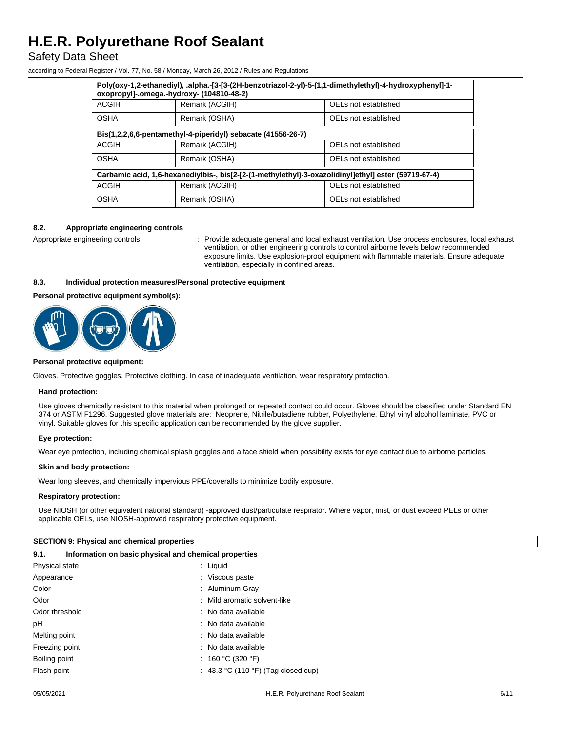| Poly(oxy-1,2-ethanediyl), .alpha.-[3-[3-(2H-benzotriazol-2-yl)-5-(1,1-dimethylethyl)-4-hydroxyphenyl]-1-oxopropyl]-.omega.-hydroxy- (104810-48-2) | | |
|---|---|---|
| ACGIH | Remark (ACGIH) | OELs not established |
| OSHA | Remark (OSHA) | OELs not established |

| Bis(1,2,2,6,6-pentamethyl-4-piperidyl) sebacate (41556-26-7) | | |
|---|---|---|
| ACGIH | Remark (ACGIH) | OELs not established |
| OSHA | Remark (OSHA) | OELs not established |

| Carbamic acid, 1,6-hexanediylbis-, bis[2-[2-(1-methylethyl)-3-oxazolidinyl]ethyl] ester (59719-67-4) | | |
|---|---|---|
| ACGIH | Remark (ACGIH) | OELs not established |
| OSHA | Remark (OSHA) | OELs not established |

### 8.2. Appropriate engineering controls

Appropriate engineering controls : Provide adequate general and local exhaust ventilation. Use process enclosures, local exhaust ventilation, or other engineering controls to control airborne levels below recommended exposure limits. Use explosion-proof equipment with flammable materials. Ensure adequate ventilation, especially in confined areas.

### 8.3. Individual protection measures/Personal protective equipment

**Personal protective equipment symbol(s):**

**Personal protective equipment:**

Gloves. Protective goggles. Protective clothing. In case of inadequate ventilation, wear respiratory protection.

**Hand protection:**

Use gloves chemically resistant to this material when prolonged or repeated contact could occur. Gloves should be classified under Standard EN 374 or ASTM F1296. Suggested glove materials are: Neoprene, Nitrile/butadiene rubber, Polyethylene, Ethyl vinyl alcohol laminate, PVC or vinyl. Suitable gloves for this specific application can be recommended by the glove supplier.

**Eye protection:**

Wear eye protection, including chemical splash goggles and a face shield when possibility exists for eye contact due to airborne particles.

**Skin and body protection:**

Wear long sleeves, and chemically impervious PPE/coveralls to minimize bodily exposure.

**Respiratory protection:**

Use NIOSH (or other equivalent national standard) -approved dust/particulate respirator. Where vapor, mist, or dust exceed PELs or other applicable OELs, use NIOSH-approved respiratory protective equipment.

## SECTION 9: Physical and chemical properties

### 9.1. Information on basic physical and chemical properties

| | |
|---|---|
| Physical state | : Liquid |
| Appearance | : Viscous paste |
| Color | : Aluminum Gray |
| Odor | : Mild aromatic solvent-like |
| Odor threshold | : No data available |
| pH | : No data available |
| Melting point | : No data available |
| Freezing point | : No data available |
| Boiling point | : 160 °C (320 °F) |
| Flash point | : 43.3 °C (110 °F) (Tag closed cup) |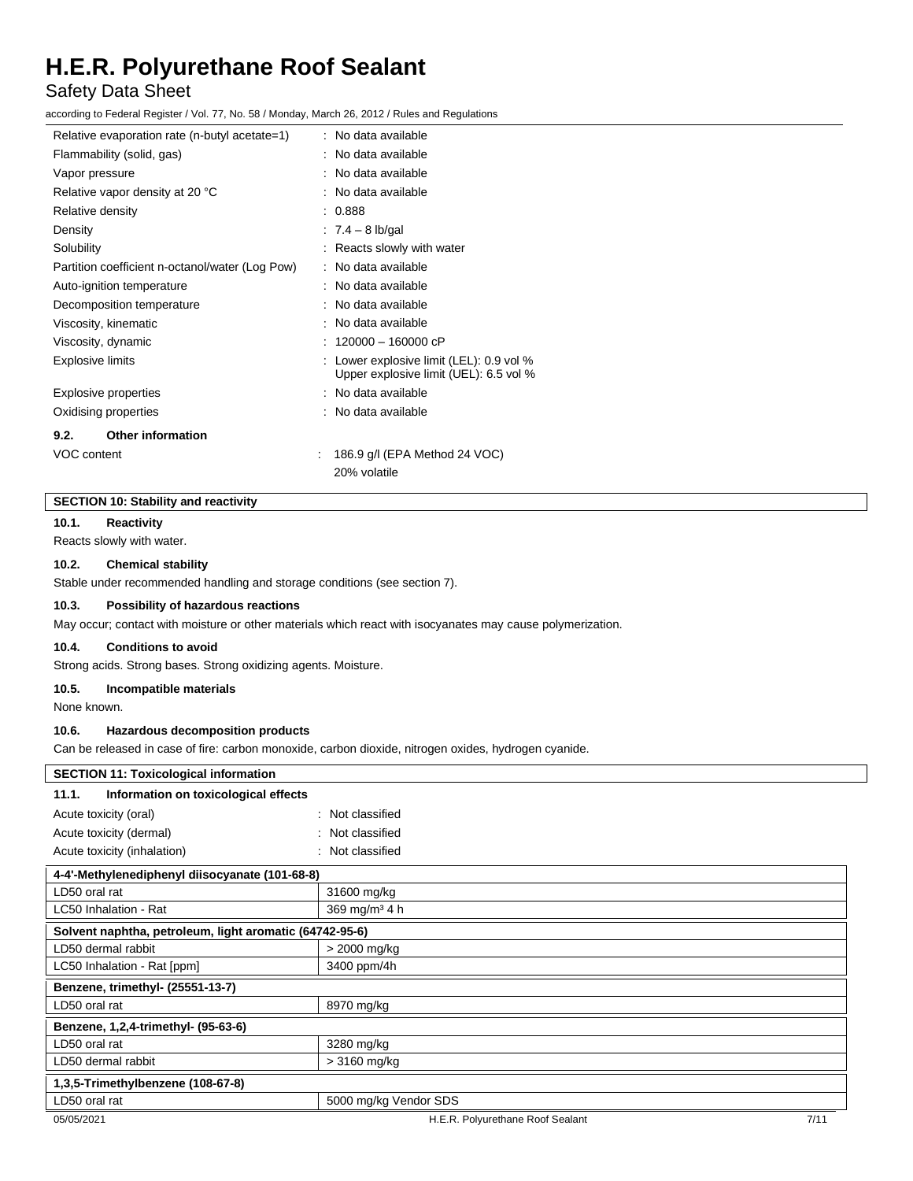| | |
|---|---|
| Relative evaporation rate (n-butyl acetate=1) | : No data available |
| Flammability (solid, gas) | : No data available |
| Vapor pressure | : No data available |
| Relative vapor density at 20 °C | : No data available |
| Relative density | : 0.888 |
| Density | : 7.4 – 8 lb/gal |
| Solubility | : Reacts slowly with water |
| Partition coefficient n-octanol/water (Log Pow) | : No data available |
| Auto-ignition temperature | : No data available |
| Decomposition temperature | : No data available |
| Viscosity, kinematic | : No data available |
| Viscosity, dynamic | : 120000 – 160000 cP |
| Explosive limits | : Lower explosive limit (LEL): 0.9 vol %<br>Upper explosive limit (UEL): 6.5 vol % |
| Explosive properties | : No data available |
| Oxidising properties | : No data available |

### 9.2. Other information

| | |
|---|---|
| VOC content | : 186.9 g/l (EPA Method 24 VOC)<br>20% volatile |

## SECTION 10: Stability and reactivity

### 10.1. Reactivity

Reacts slowly with water.

### 10.2. Chemical stability

Stable under recommended handling and storage conditions (see section 7).

### 10.3. Possibility of hazardous reactions

May occur; contact with moisture or other materials which react with isocyanates may cause polymerization.

### 10.4. Conditions to avoid

Strong acids. Strong bases. Strong oxidizing agents. Moisture.

### 10.5. Incompatible materials

None known.

### 10.6. Hazardous decomposition products

Can be released in case of fire: carbon monoxide, carbon dioxide, nitrogen oxides, hydrogen cyanide.

## SECTION 11: Toxicological information

### 11.1. Information on toxicological effects

| | |
|---|---|
| Acute toxicity (oral) | : Not classified |
| Acute toxicity (dermal) | : Not classified |
| Acute toxicity (inhalation) | : Not classified |

| 4-4'-Methylenediphenyl diisocyanate (101-68-8) | |
|---|---|
| LD50 oral rat | 31600 mg/kg |
| LC50 Inhalation - Rat | 369 mg/m³ 4 h |

| Solvent naphtha, petroleum, light aromatic (64742-95-6) | |
|---|---|
| LD50 dermal rabbit | > 2000 mg/kg |
| LC50 Inhalation - Rat [ppm] | 3400 ppm/4h |

| Benzene, trimethyl- (25551-13-7) | |
|---|---|
| LD50 oral rat | 8970 mg/kg |

| Benzene, 1,2,4-trimethyl- (95-63-6) | |
|---|---|
| LD50 oral rat | 3280 mg/kg |
| LD50 dermal rabbit | > 3160 mg/kg |

| 1,3,5-Trimethylbenzene (108-67-8) | |
|---|---|
| LD50 oral rat | 5000 mg/kg Vendor SDS |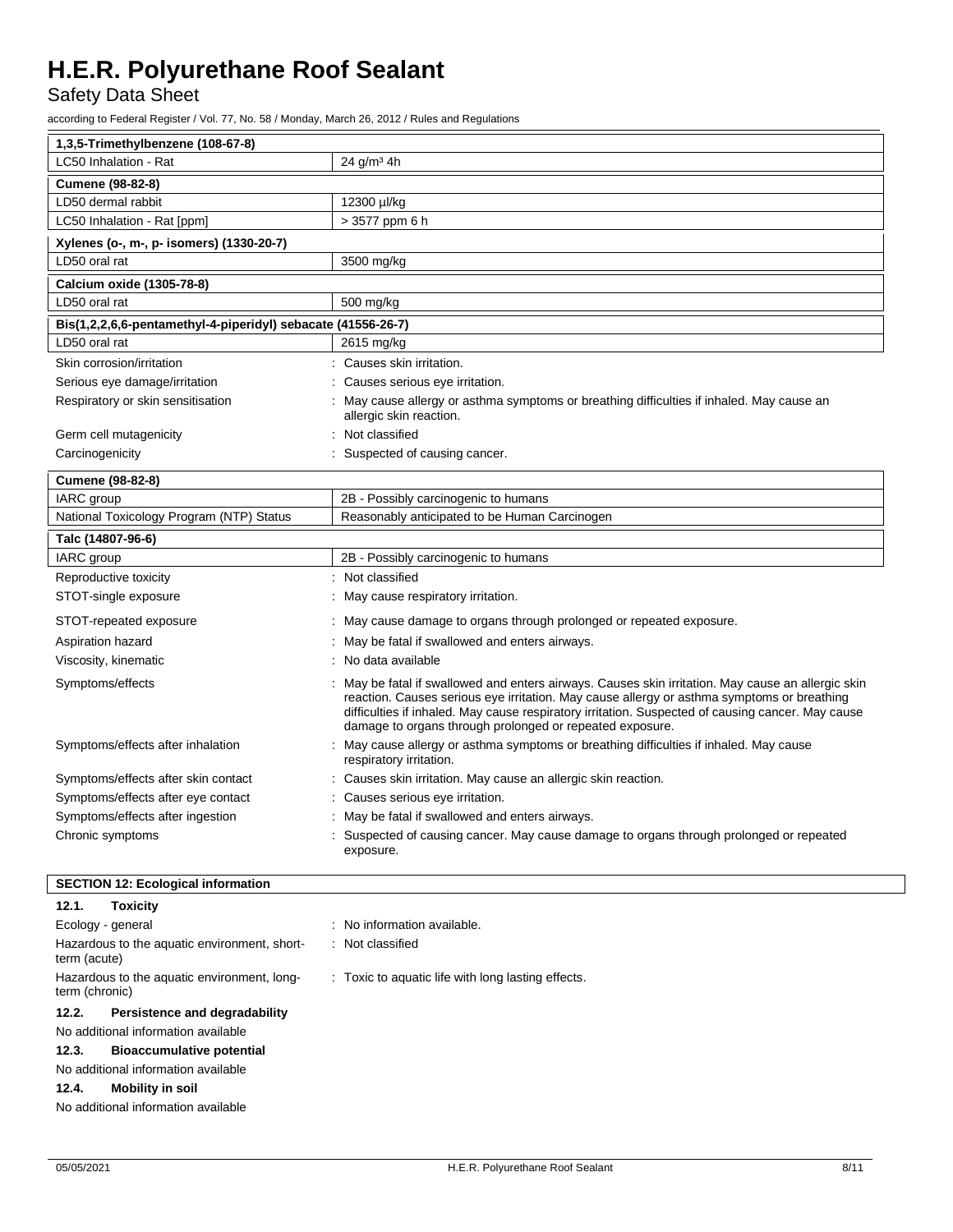| 1,3,5-Trimethylbenzene (108-67-8) | |
|---|---|
| LC50 Inhalation - Rat | 24 g/m³ 4h |

| Cumene (98-82-8) | |
|---|---|
| LD50 dermal rabbit | 12300 µl/kg |
| LC50 Inhalation - Rat [ppm] | > 3577 ppm 6 h |

| Xylenes (o-, m-, p- isomers) (1330-20-7) | |
|---|---|
| LD50 oral rat | 3500 mg/kg |

| Calcium oxide (1305-78-8) | |
|---|---|
| LD50 oral rat | 500 mg/kg |

| Bis(1,2,2,6,6-pentamethyl-4-piperidyl) sebacate (41556-26-7) | |
|---|---|
| LD50 oral rat | 2615 mg/kg |

Skin corrosion/irritation : Causes skin irritation.

Serious eye damage/irritation : Causes serious eye irritation.

Respiratory or skin sensitisation : May cause allergy or asthma symptoms or breathing difficulties if inhaled. May cause an allergic skin reaction.

Germ cell mutagenicity : Not classified

Carcinogenicity : Suspected of causing cancer.

| Cumene (98-82-8) | |
|---|---|
| IARC group | 2B - Possibly carcinogenic to humans |
| National Toxicology Program (NTP) Status | Reasonably anticipated to be Human Carcinogen |

| Talc (14807-96-6) | |
|---|---|
| IARC group | 2B - Possibly carcinogenic to humans |

Reproductive toxicity : Not classified

STOT-single exposure : May cause respiratory irritation.

STOT-repeated exposure : May cause damage to organs through prolonged or repeated exposure.

Aspiration hazard : May be fatal if swallowed and enters airways.

Viscosity, kinematic : No data available

Symptoms/effects : May be fatal if swallowed and enters airways. Causes skin irritation. May cause an allergic skin reaction. Causes serious eye irritation. May cause allergy or asthma symptoms or breathing difficulties if inhaled. May cause respiratory irritation. Suspected of causing cancer. May cause damage to organs through prolonged or repeated exposure.

Symptoms/effects after inhalation : May cause allergy or asthma symptoms or breathing difficulties if inhaled. May cause respiratory irritation.

Symptoms/effects after skin contact : Causes skin irritation. May cause an allergic skin reaction.

Symptoms/effects after eye contact : Causes serious eye irritation.

Symptoms/effects after ingestion : May be fatal if swallowed and enters airways.

Chronic symptoms : Suspected of causing cancer. May cause damage to organs through prolonged or repeated exposure.

## SECTION 12: Ecological information

### 12.1. Toxicity

Ecology - general : No information available.

Hazardous to the aquatic environment, short-term (acute) : Not classified

Hazardous to the aquatic environment, long-term (chronic) : Toxic to aquatic life with long lasting effects.

### 12.2. Persistence and degradability

No additional information available

### 12.3. Bioaccumulative potential

No additional information available

### 12.4. Mobility in soil

No additional information available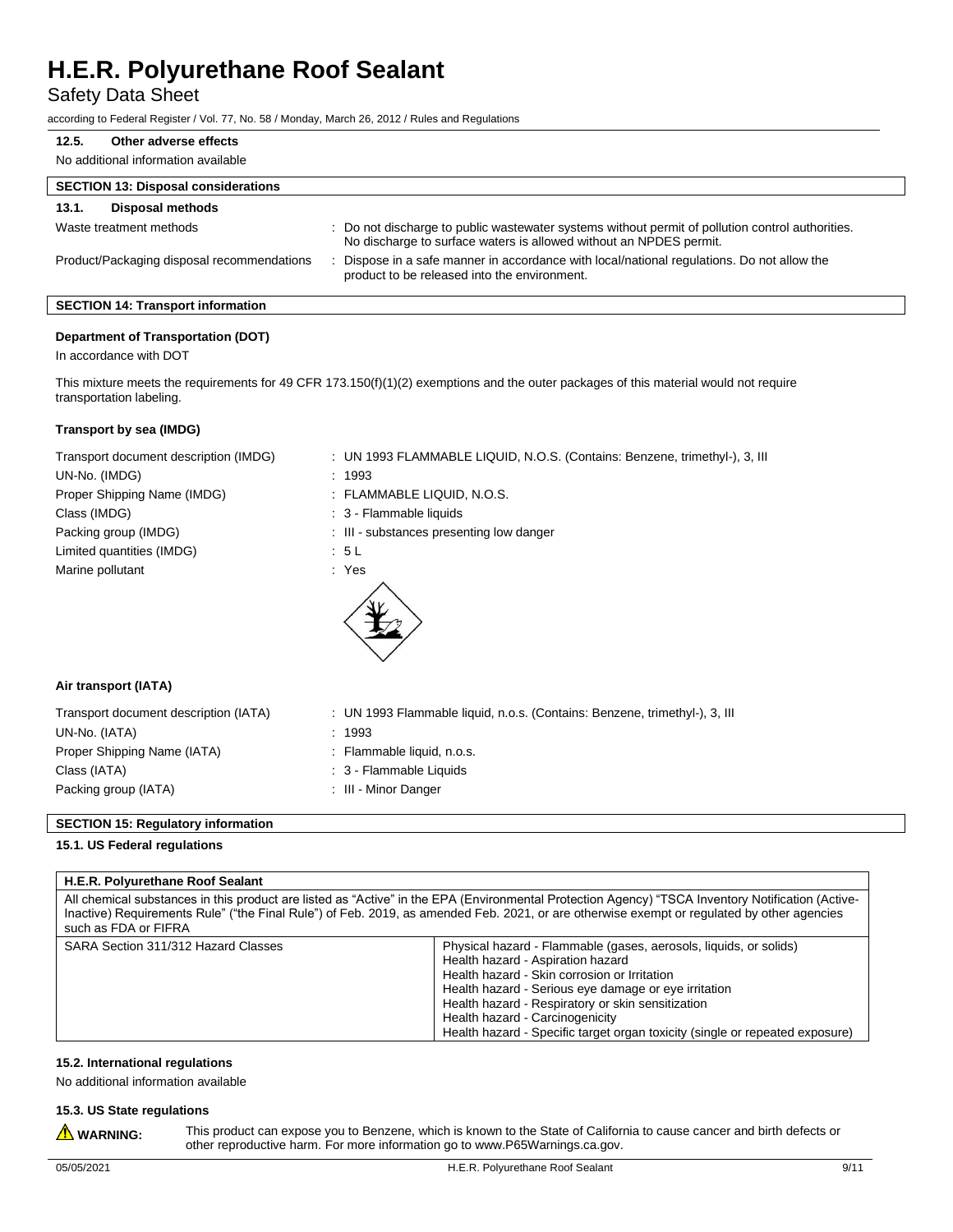### 12.5. Other adverse effects

No additional information available

## SECTION 13: Disposal considerations

### 13.1. Disposal methods

Waste treatment methods : Do not discharge to public wastewater systems without permit of pollution control authorities. No discharge to surface waters is allowed without an NPDES permit.

Product/Packaging disposal recommendations : Dispose in a safe manner in accordance with local/national regulations. Do not allow the product to be released into the environment.

## SECTION 14: Transport information

**Department of Transportation (DOT)**

In accordance with DOT

This mixture meets the requirements for 49 CFR 173.150(f)(1)(2) exemptions and the outer packages of this material would not require transportation labeling.

**Transport by sea (IMDG)**

Transport document description (IMDG) : UN 1993 FLAMMABLE LIQUID, N.O.S. (Contains: Benzene, trimethyl-), 3, III

UN-No. (IMDG) : 1993

Proper Shipping Name (IMDG) : FLAMMABLE LIQUID, N.O.S.

Class (IMDG) : 3 - Flammable liquids

Packing group (IMDG) : III - substances presenting low danger

Limited quantities (IMDG) : 5 L

Marine pollutant : Yes

**Air transport (IATA)**

Transport document description (IATA) : UN 1993 Flammable liquid, n.o.s. (Contains: Benzene, trimethyl-), 3, III

UN-No. (IATA) : 1993

Proper Shipping Name (IATA) : Flammable liquid, n.o.s.

Class (IATA) : 3 - Flammable Liquids

Packing group (IATA) : III - Minor Danger

## SECTION 15: Regulatory information

### 15.1. US Federal regulations

| H.E.R. Polyurethane Roof Sealant | |
|---|---|
| All chemical substances in this product are listed as "Active" in the EPA (Environmental Protection Agency) "TSCA Inventory Notification (Active-Inactive) Requirements Rule" ("the Final Rule") of Feb. 2019, as amended Feb. 2021, or are otherwise exempt or regulated by other agencies such as FDA or FIFRA | |
| SARA Section 311/312 Hazard Classes | Physical hazard - Flammable (gases, aerosols, liquids, or solids)<br>Health hazard - Aspiration hazard<br>Health hazard - Skin corrosion or Irritation<br>Health hazard - Serious eye damage or eye irritation<br>Health hazard - Respiratory or skin sensitization<br>Health hazard - Carcinogenicity<br>Health hazard - Specific target organ toxicity (single or repeated exposure) |

### 15.2. International regulations

No additional information available

### 15.3. US State regulations

**WARNING:** This product can expose you to Benzene, which is known to the State of California to cause cancer and birth defects or other reproductive harm. For more information go to www.P65Warnings.ca.gov.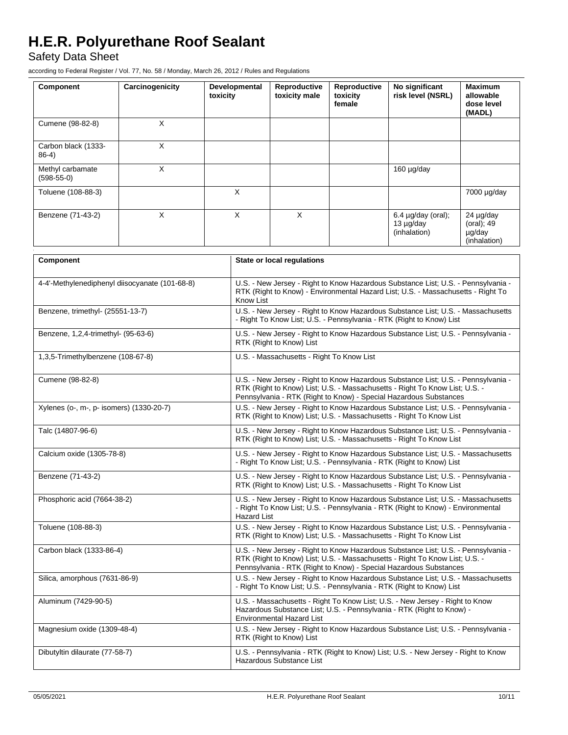| Component | Carcinogenicity | Developmental toxicity | Reproductive toxicity male | Reproductive toxicity female | No significant risk level (NSRL) | Maximum allowable dose level (MADL) |
|---|---|---|---|---|---|---|
| Cumene (98-82-8) | X | | | | | |
| Carbon black (1333-86-4) | X | | | | | |
| Methyl carbamate (598-55-0) | X | | | | 160 µg/day | |
| Toluene (108-88-3) | | X | | | | 7000 µg/day |
| Benzene (71-43-2) | X | X | X | | 6.4 µg/day (oral); 13 µg/day (inhalation) | 24 µg/day (oral); 49 µg/day (inhalation) |

| Component | State or local regulations |
|---|---|
| 4-4'-Methylenediphenyl diisocyanate (101-68-8) | U.S. - New Jersey - Right to Know Hazardous Substance List; U.S. - Pennsylvania - RTK (Right to Know) - Environmental Hazard List; U.S. - Massachusetts - Right To Know List |
| Benzene, trimethyl- (25551-13-7) | U.S. - New Jersey - Right to Know Hazardous Substance List; U.S. - Massachusetts - Right To Know List; U.S. - Pennsylvania - RTK (Right to Know) List |
| Benzene, 1,2,4-trimethyl- (95-63-6) | U.S. - New Jersey - Right to Know Hazardous Substance List; U.S. - Pennsylvania - RTK (Right to Know) List |
| 1,3,5-Trimethylbenzene (108-67-8) | U.S. - Massachusetts - Right To Know List |
| Cumene (98-82-8) | U.S. - New Jersey - Right to Know Hazardous Substance List; U.S. - Pennsylvania - RTK (Right to Know) List; U.S. - Massachusetts - Right To Know List; U.S. - Pennsylvania - RTK (Right to Know) - Special Hazardous Substances |
| Xylenes (o-, m-, p- isomers) (1330-20-7) | U.S. - New Jersey - Right to Know Hazardous Substance List; U.S. - Pennsylvania - RTK (Right to Know) List; U.S. - Massachusetts - Right To Know List |
| Talc (14807-96-6) | U.S. - New Jersey - Right to Know Hazardous Substance List; U.S. - Pennsylvania - RTK (Right to Know) List; U.S. - Massachusetts - Right To Know List |
| Calcium oxide (1305-78-8) | U.S. - New Jersey - Right to Know Hazardous Substance List; U.S. - Massachusetts - Right To Know List; U.S. - Pennsylvania - RTK (Right to Know) List |
| Benzene (71-43-2) | U.S. - New Jersey - Right to Know Hazardous Substance List; U.S. - Pennsylvania - RTK (Right to Know) List; U.S. - Massachusetts - Right To Know List |
| Phosphoric acid (7664-38-2) | U.S. - New Jersey - Right to Know Hazardous Substance List; U.S. - Massachusetts - Right To Know List; U.S. - Pennsylvania - RTK (Right to Know) - Environmental Hazard List |
| Toluene (108-88-3) | U.S. - New Jersey - Right to Know Hazardous Substance List; U.S. - Pennsylvania - RTK (Right to Know) List; U.S. - Massachusetts - Right To Know List |
| Carbon black (1333-86-4) | U.S. - New Jersey - Right to Know Hazardous Substance List; U.S. - Pennsylvania - RTK (Right to Know) List; U.S. - Massachusetts - Right To Know List; U.S. - Pennsylvania - RTK (Right to Know) - Special Hazardous Substances |
| Silica, amorphous (7631-86-9) | U.S. - New Jersey - Right to Know Hazardous Substance List; U.S. - Massachusetts - Right To Know List; U.S. - Pennsylvania - RTK (Right to Know) List |
| Aluminum (7429-90-5) | U.S. - Massachusetts - Right To Know List; U.S. - New Jersey - Right to Know Hazardous Substance List; U.S. - Pennsylvania - RTK (Right to Know) - Environmental Hazard List |
| Magnesium oxide (1309-48-4) | U.S. - New Jersey - Right to Know Hazardous Substance List; U.S. - Pennsylvania - RTK (Right to Know) List |
| Dibutyltin dilaurate (77-58-7) | U.S. - Pennsylvania - RTK (Right to Know) List; U.S. - New Jersey - Right to Know Hazardous Substance List |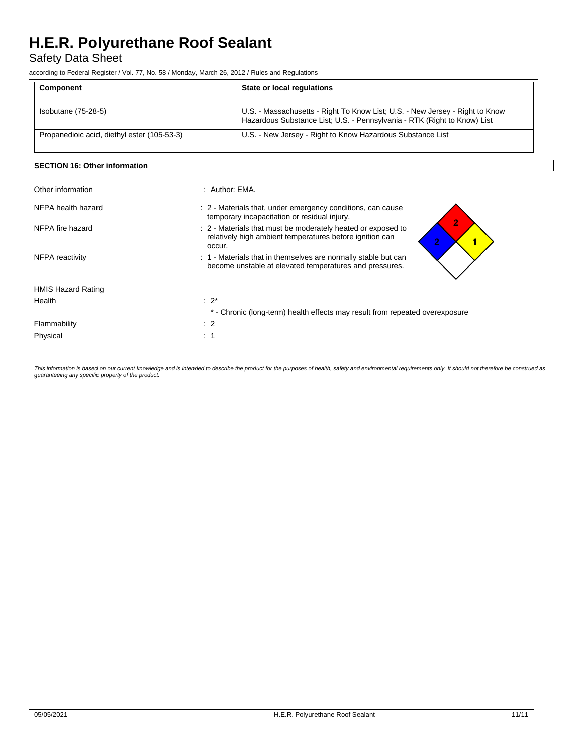| Component | State or local regulations |
| --- | --- |
| Isobutane (75-28-5) | U.S. - Massachusetts - Right To Know List; U.S. - New Jersey - Right to Know Hazardous Substance List; U.S. - Pennsylvania - RTK (Right to Know) List |
| Propanedioic acid, diethyl ester (105-53-3) | U.S. - New Jersey - Right to Know Hazardous Substance List |

## SECTION 16: Other information

Other information : Author: EMA.

NFPA health hazard : 2 - Materials that, under emergency conditions, can cause temporary incapacitation or residual injury.

NFPA fire hazard : 2 - Materials that must be moderately heated or exposed to relatively high ambient temperatures before ignition can occur.

NFPA reactivity : 1 - Materials that in themselves are normally stable but can become unstable at elevated temperatures and pressures.

2
2
1

HMIS Hazard Rating

Health : 2*

\* - Chronic (long-term) health effects may result from repeated overexposure

Flammability : 2

Physical : 1

*This information is based on our current knowledge and is intended to describe the product for the purposes of health, safety and environmental requirements only. It should not therefore be construed as guaranteeing any specific property of the product.*